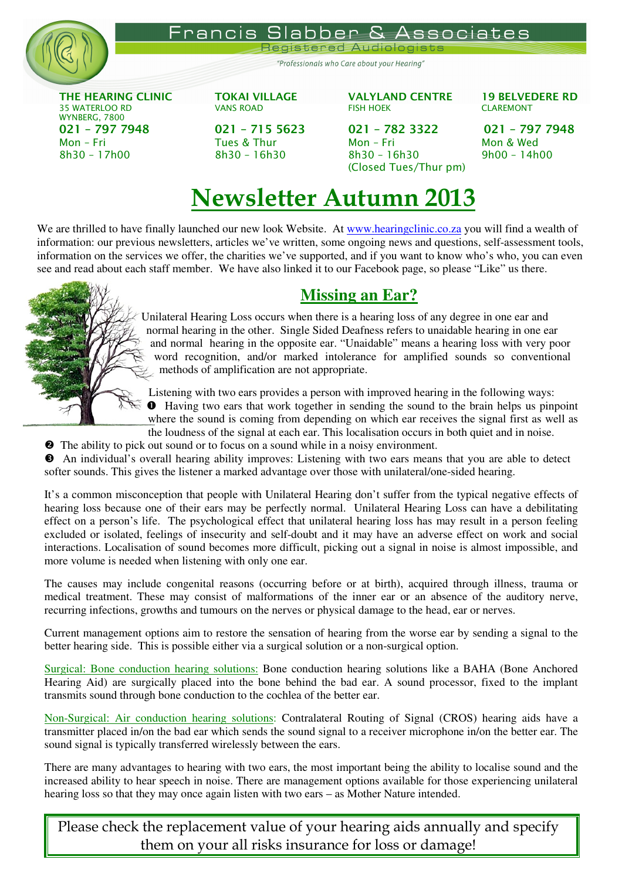# Francis Slabber & Associates

Registered Audiologists

*"Professionals who Care about your Hearing"*

**THE HEARING CLINIC**
35 WATERLOO RD
WYNBERG, 7800
**021 – 797 7948**
Mon – Fri
8h30 – 17h00

**TOKAI VILLAGE**
VANS ROAD
**021 – 715 5623**
Tues & Thur
8h30 – 16h30

**VALYLAND CENTRE**
FISH HOEK
**021 – 782 3322**
Mon – Fri
8h30 – 16h30
(Closed Tues/Thur pm)

**19 BELVEDERE RD**
CLAREMONT
**021 – 797 7948**
Mon & Wed
9h00 – 14h00

# Newsletter Autumn 2013

We are thrilled to have finally launched our new look Website. At www.hearingclinic.co.za you will find a wealth of information: our previous newsletters, articles we've written, some ongoing news and questions, self-assessment tools, information on the services we offer, the charities we've supported, and if you want to know who's who, you can even see and read about each staff member. We have also linked it to our Facebook page, so please "Like" us there.

## Missing an Ear?

Unilateral Hearing Loss occurs when there is a hearing loss of any degree in one ear and normal hearing in the other. Single Sided Deafness refers to unaidable hearing in one ear and normal hearing in the opposite ear. "Unaidable" means a hearing loss with very poor word recognition, and/or marked intolerance for amplified sounds so conventional methods of amplification are not appropriate.

Listening with two ears provides a person with improved hearing in the following ways:

❶ Having two ears that work together in sending the sound to the brain helps us pinpoint where the sound is coming from depending on which ear receives the signal first as well as the loudness of the signal at each ear. This localisation occurs in both quiet and in noise.

❷ The ability to pick out sound or to focus on a sound while in a noisy environment.

❸ An individual's overall hearing ability improves: Listening with two ears means that you are able to detect softer sounds. This gives the listener a marked advantage over those with unilateral/one-sided hearing.

It's a common misconception that people with Unilateral Hearing don't suffer from the typical negative effects of hearing loss because one of their ears may be perfectly normal. Unilateral Hearing Loss can have a debilitating effect on a person's life. The psychological effect that unilateral hearing loss has may result in a person feeling excluded or isolated, feelings of insecurity and self-doubt and it may have an adverse effect on work and social interactions. Localisation of sound becomes more difficult, picking out a signal in noise is almost impossible, and more volume is needed when listening with only one ear.

The causes may include congenital reasons (occurring before or at birth), acquired through illness, trauma or medical treatment. These may consist of malformations of the inner ear or an absence of the auditory nerve, recurring infections, growths and tumours on the nerves or physical damage to the head, ear or nerves.

Current management options aim to restore the sensation of hearing from the worse ear by sending a signal to the better hearing side. This is possible either via a surgical solution or a non-surgical option.

Surgical: Bone conduction hearing solutions: Bone conduction hearing solutions like a BAHA (Bone Anchored Hearing Aid) are surgically placed into the bone behind the bad ear. A sound processor, fixed to the implant transmits sound through bone conduction to the cochlea of the better ear.

Non-Surgical: Air conduction hearing solutions: Contralateral Routing of Signal (CROS) hearing aids have a transmitter placed in/on the bad ear which sends the sound signal to a receiver microphone in/on the better ear. The sound signal is typically transferred wirelessly between the ears.

There are many advantages to hearing with two ears, the most important being the ability to localise sound and the increased ability to hear speech in noise. There are management options available for those experiencing unilateral hearing loss so that they may once again listen with two ears – as Mother Nature intended.

> Please check the replacement value of your hearing aids annually and specify them on your all risks insurance for loss or damage!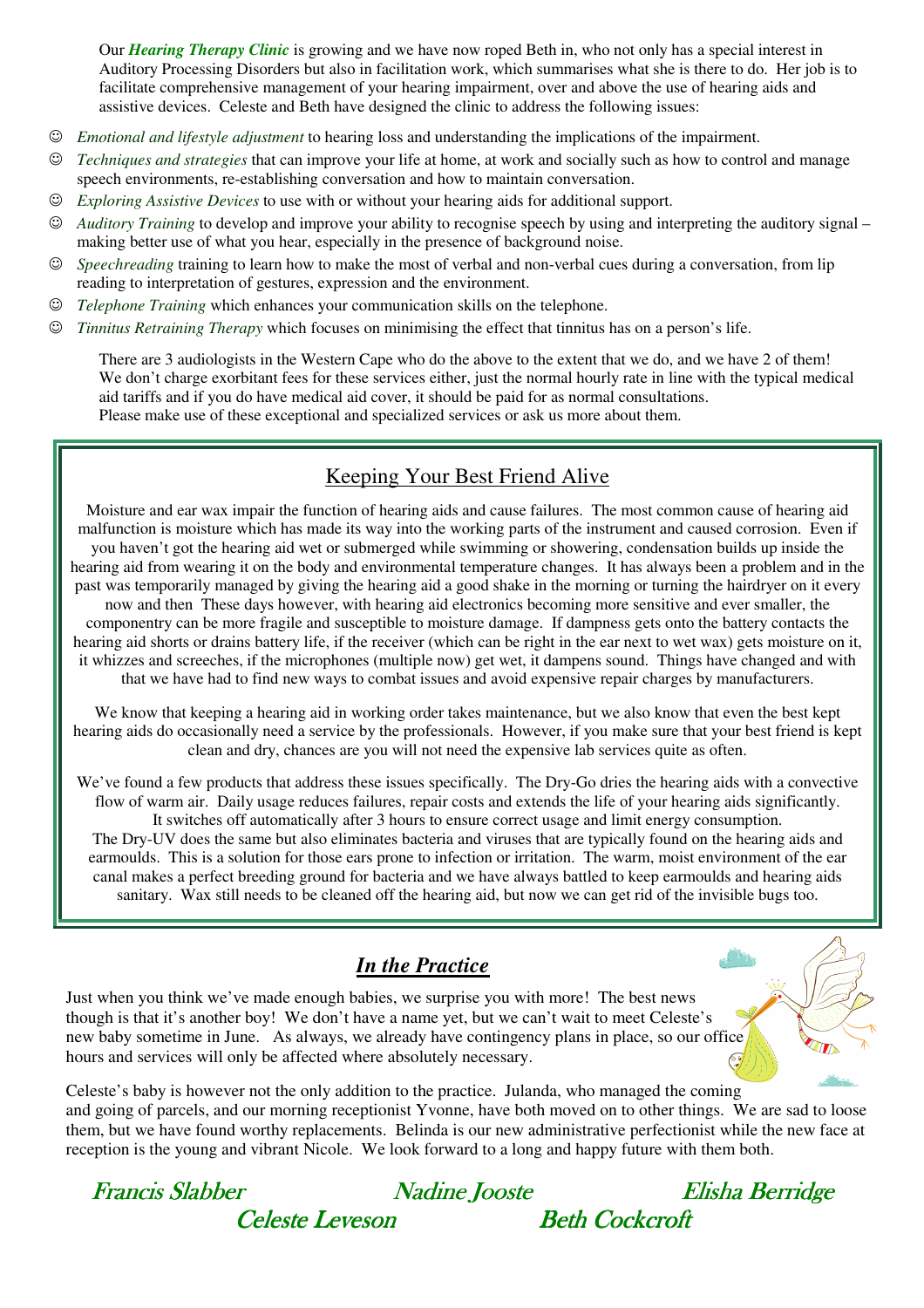Our ***Hearing Therapy Clinic*** is growing and we have now roped Beth in, who not only has a special interest in Auditory Processing Disorders but also in facilitation work, which summarises what she is there to do. Her job is to facilitate comprehensive management of your hearing impairment, over and above the use of hearing aids and assistive devices. Celeste and Beth have designed the clinic to address the following issues:

- ☺ *Emotional and lifestyle adjustment* to hearing loss and understanding the implications of the impairment.
- ☺ *Techniques and strategies* that can improve your life at home, at work and socially such as how to control and manage speech environments, re-establishing conversation and how to maintain conversation.
- ☺ *Exploring Assistive Devices* to use with or without your hearing aids for additional support.
- ☺ *Auditory Training* to develop and improve your ability to recognise speech by using and interpreting the auditory signal – making better use of what you hear, especially in the presence of background noise.
- ☺ *Speechreading* training to learn how to make the most of verbal and non-verbal cues during a conversation, from lip reading to interpretation of gestures, expression and the environment.
- ☺ *Telephone Training* which enhances your communication skills on the telephone.
- ☺ *Tinnitus Retraining Therapy* which focuses on minimising the effect that tinnitus has on a person's life.

There are 3 audiologists in the Western Cape who do the above to the extent that we do, and we have 2 of them! We don't charge exorbitant fees for these services either, just the normal hourly rate in line with the typical medical aid tariffs and if you do have medical aid cover, it should be paid for as normal consultations.
Please make use of these exceptional and specialized services or ask us more about them.

## Keeping Your Best Friend Alive

Moisture and ear wax impair the function of hearing aids and cause failures. The most common cause of hearing aid malfunction is moisture which has made its way into the working parts of the instrument and caused corrosion. Even if you haven't got the hearing aid wet or submerged while swimming or showering, condensation builds up inside the hearing aid from wearing it on the body and environmental temperature changes. It has always been a problem and in the past was temporarily managed by giving the hearing aid a good shake in the morning or turning the hairdryer on it every now and then These days however, with hearing aid electronics becoming more sensitive and ever smaller, the componentry can be more fragile and susceptible to moisture damage. If dampness gets onto the battery contacts the hearing aid shorts or drains battery life, if the receiver (which can be right in the ear next to wet wax) gets moisture on it, it whizzes and screeches, if the microphones (multiple now) get wet, it dampens sound. Things have changed and with that we have had to find new ways to combat issues and avoid expensive repair charges by manufacturers.

We know that keeping a hearing aid in working order takes maintenance, but we also know that even the best kept hearing aids do occasionally need a service by the professionals. However, if you make sure that your best friend is kept clean and dry, chances are you will not need the expensive lab services quite as often.

We've found a few products that address these issues specifically. The Dry-Go dries the hearing aids with a convective flow of warm air. Daily usage reduces failures, repair costs and extends the life of your hearing aids significantly. It switches off automatically after 3 hours to ensure correct usage and limit energy consumption.
The Dry-UV does the same but also eliminates bacteria and viruses that are typically found on the hearing aids and earmoulds. This is a solution for those ears prone to infection or irritation. The warm, moist environment of the ear canal makes a perfect breeding ground for bacteria and we have always battled to keep earmoulds and hearing aids sanitary. Wax still needs to be cleaned off the hearing aid, but now we can get rid of the invisible bugs too.

## ***In the Practice***

Just when you think we've made enough babies, we surprise you with more! The best news though is that it's another boy! We don't have a name yet, but we can't wait to meet Celeste's new baby sometime in June. As always, we already have contingency plans in place, so our office hours and services will only be affected where absolutely necessary.

Celeste's baby is however not the only addition to the practice. Julanda, who managed the coming and going of parcels, and our morning receptionist Yvonne, have both moved on to other things. We are sad to loose them, but we have found worthy replacements. Belinda is our new administrative perfectionist while the new face at reception is the young and vibrant Nicole. We look forward to a long and happy future with them both.

*Francis Slabber* *Nadine Jooste* *Elisha Berridge*
*Celeste Leveson* *Beth Cockcroft*